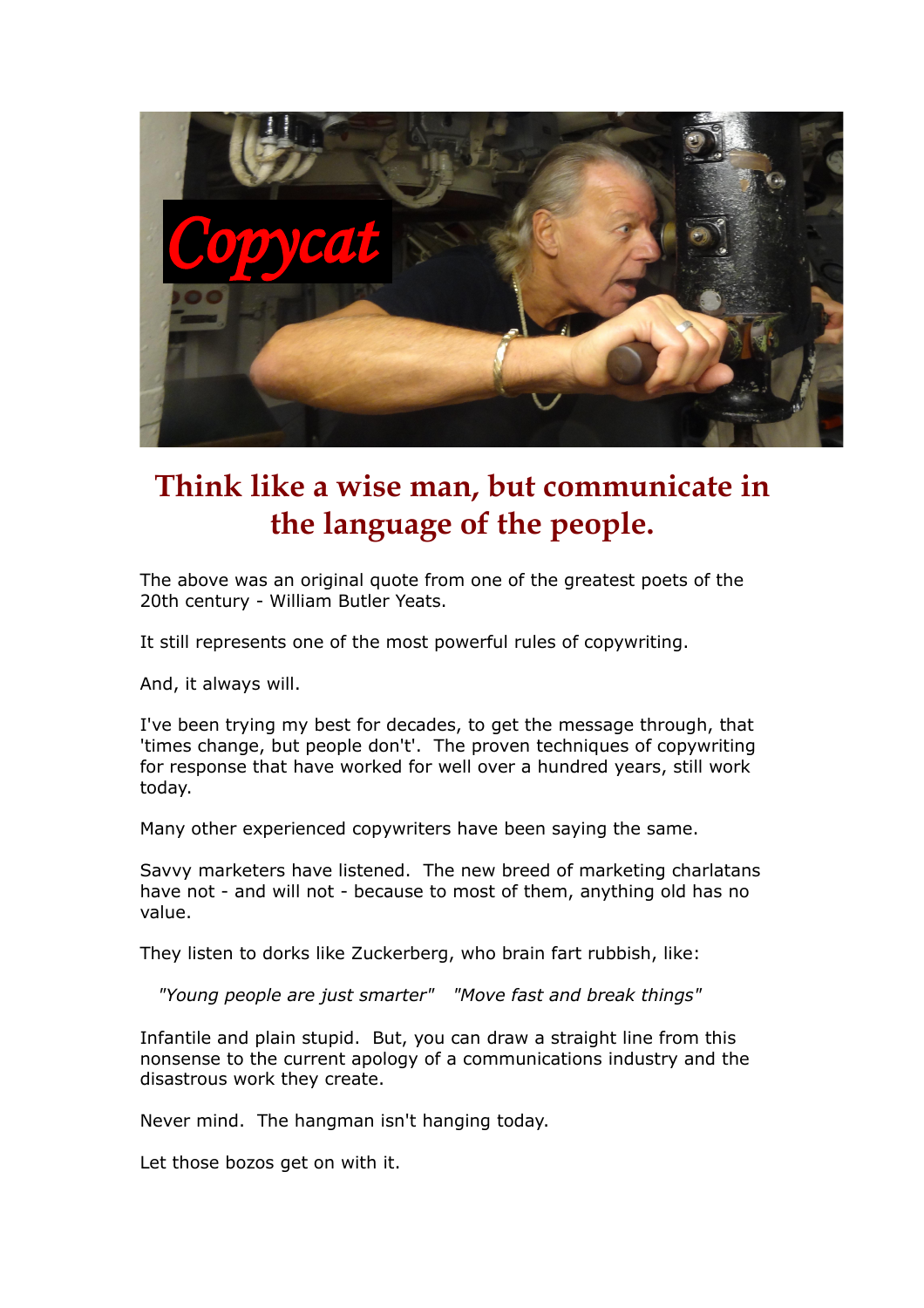# Think like a wise man, but communicate in the language of the people.

The above was an original quote from one of the greatest poets of the 20th century - William Butler Yeats.

It still represents one of the most powerful rules of copywriting.

And, it always will.

I've been trying my best for decades, to get the message through, that 'times change, but people don't'. The proven techniques of copywriting for response that have worked for well over a hundred years, still work today.

Many other experienced copywriters have been saying the same.

Savvy marketers have listened. The new breed of marketing charlatans have not - and will not - because to most of them, anything old has no value.

They listen to dorks like Zuckerberg, who brain fart rubbish, like:

*"Young people are just smarter"* *"Move fast and break things"*

Infantile and plain stupid. But, you can draw a straight line from this nonsense to the current apology of a communications industry and the disastrous work they create.

Never mind. The hangman isn't hanging today.

Let those bozos get on with it.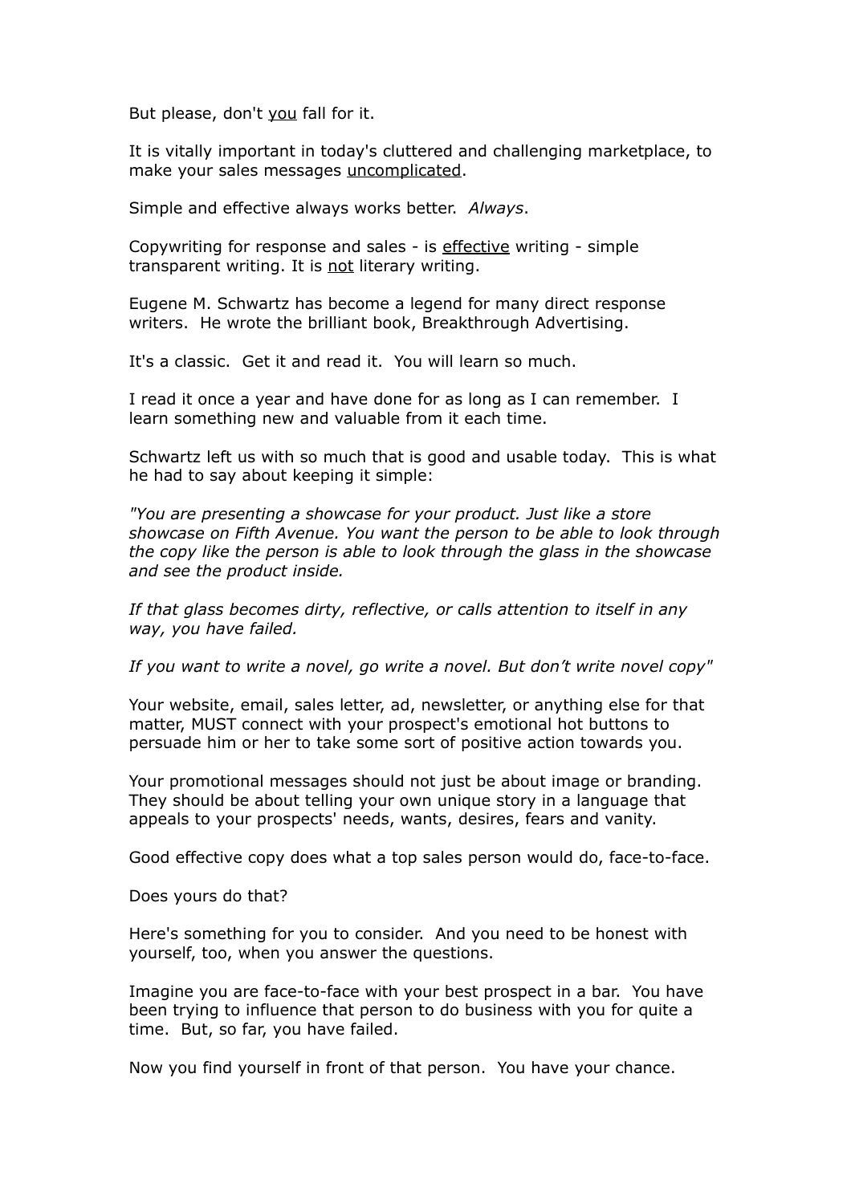But please, don't <u>you</u> fall for it.

It is vitally important in today's cluttered and challenging marketplace, to make your sales messages <u>uncomplicated</u>.

Simple and effective always works better. *Always*.

Copywriting for response and sales - is <u>effective</u> writing - simple transparent writing. It is <u>not</u> literary writing.

Eugene M. Schwartz has become a legend for many direct response writers. He wrote the brilliant book, Breakthrough Advertising.

It's a classic. Get it and read it. You will learn so much.

I read it once a year and have done for as long as I can remember. I learn something new and valuable from it each time.

Schwartz left us with so much that is good and usable today. This is what he had to say about keeping it simple:

*"You are presenting a showcase for your product. Just like a store showcase on Fifth Avenue. You want the person to be able to look through the copy like the person is able to look through the glass in the showcase and see the product inside.*

*If that glass becomes dirty, reflective, or calls attention to itself in any way, you have failed.*

*If you want to write a novel, go write a novel. But don't write novel copy"*

Your website, email, sales letter, ad, newsletter, or anything else for that matter, MUST connect with your prospect's emotional hot buttons to persuade him or her to take some sort of positive action towards you.

Your promotional messages should not just be about image or branding. They should be about telling your own unique story in a language that appeals to your prospects' needs, wants, desires, fears and vanity.

Good effective copy does what a top sales person would do, face-to-face.

Does yours do that?

Here's something for you to consider. And you need to be honest with yourself, too, when you answer the questions.

Imagine you are face-to-face with your best prospect in a bar. You have been trying to influence that person to do business with you for quite a time. But, so far, you have failed.

Now you find yourself in front of that person. You have your chance.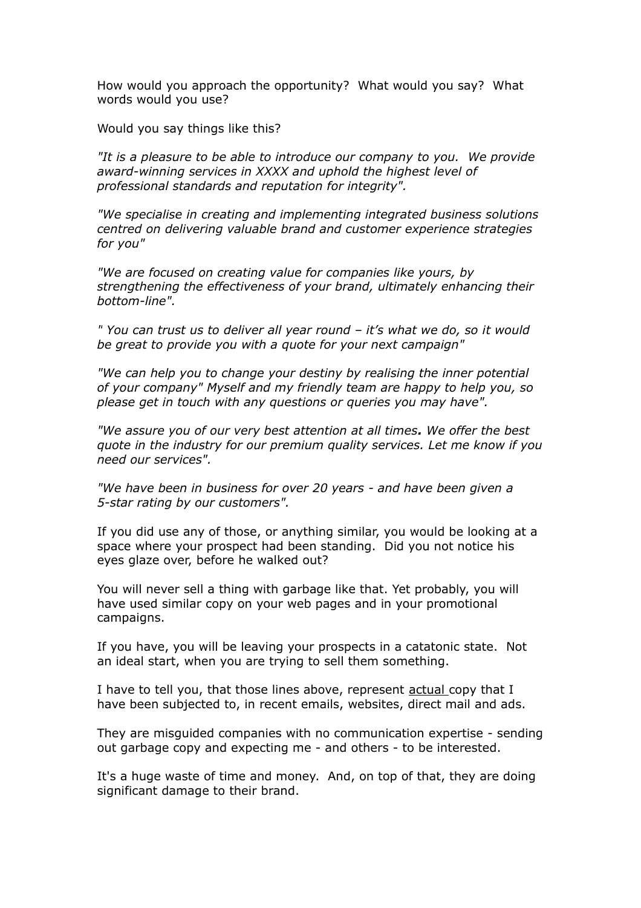How would you approach the opportunity? What would you say? What words would you use?

Would you say things like this?

*"It is a pleasure to be able to introduce our company to you. We provide award-winning services in XXXX and uphold the highest level of professional standards and reputation for integrity".*

*"We specialise in creating and implementing integrated business solutions centred on delivering valuable brand and customer experience strategies for you"*

*"We are focused on creating value for companies like yours, by strengthening the effectiveness of your brand, ultimately enhancing their bottom-line".*

*" You can trust us to deliver all year round – it's what we do, so it would be great to provide you with a quote for your next campaign"*

*"We can help you to change your destiny by realising the inner potential of your company" Myself and my friendly team are happy to help you, so please get in touch with any questions or queries you may have".*

*"We assure you of our very best attention at all times**.** We offer the best quote in the industry for our premium quality services. Let me know if you need our services".*

*"We have been in business for over 20 years - and have been given a 5-star rating by our customers".*

If you did use any of those, or anything similar, you would be looking at a space where your prospect had been standing. Did you not notice his eyes glaze over, before he walked out?

You will never sell a thing with garbage like that. Yet probably, you will have used similar copy on your web pages and in your promotional campaigns.

If you have, you will be leaving your prospects in a catatonic state. Not an ideal start, when you are trying to sell them something.

I have to tell you, that those lines above, represent <u>actual</u> copy that I have been subjected to, in recent emails, websites, direct mail and ads.

They are misguided companies with no communication expertise - sending out garbage copy and expecting me - and others - to be interested.

It's a huge waste of time and money. And, on top of that, they are doing significant damage to their brand.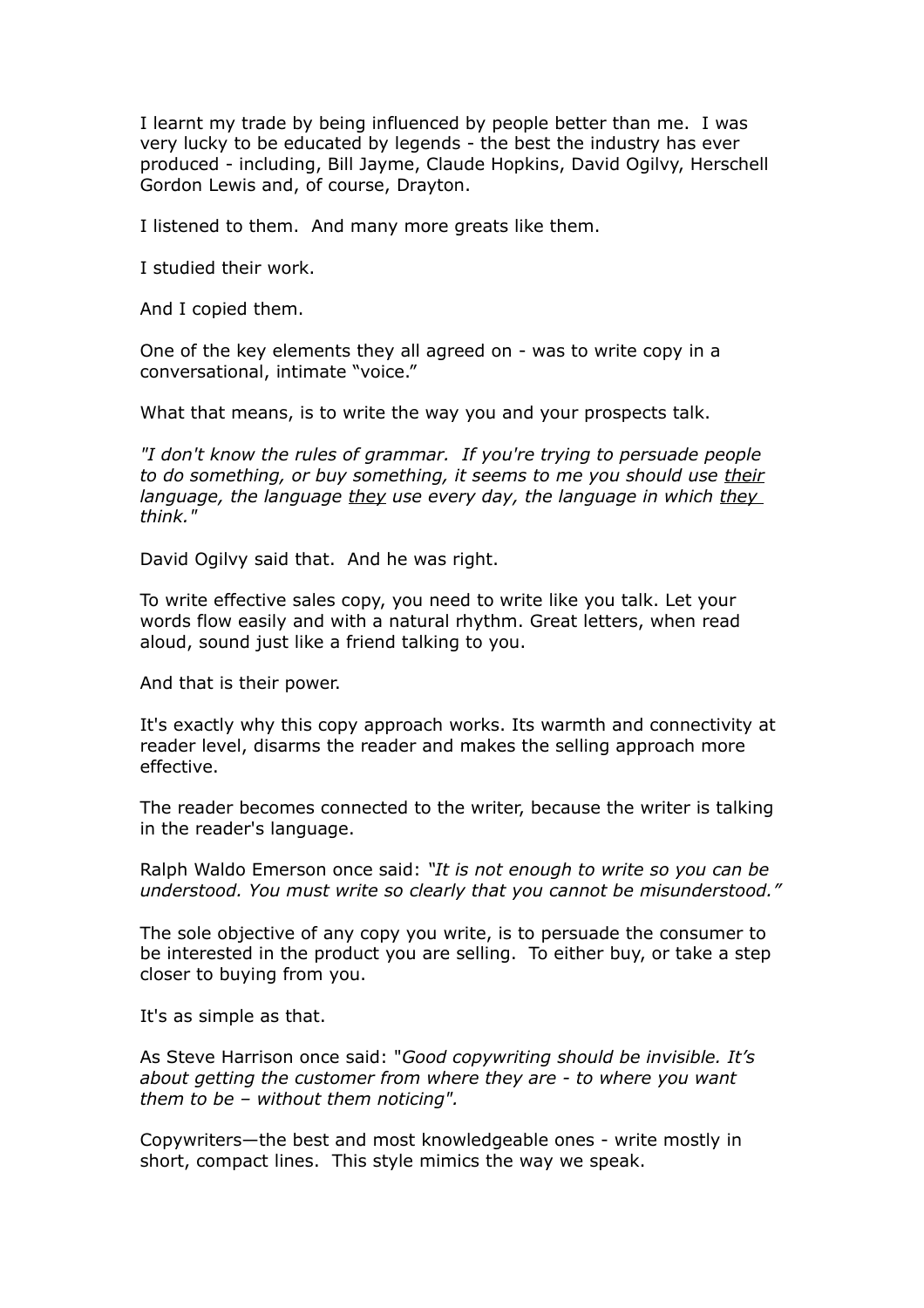I learnt my trade by being influenced by people better than me. I was very lucky to be educated by legends - the best the industry has ever produced - including, Bill Jayme, Claude Hopkins, David Ogilvy, Herschell Gordon Lewis and, of course, Drayton.

I listened to them. And many more greats like them.

I studied their work.

And I copied them.

One of the key elements they all agreed on - was to write copy in a conversational, intimate "voice."

What that means, is to write the way you and your prospects talk.

*"I don't know the rules of grammar. If you're trying to persuade people to do something, or buy something, it seems to me you should use <u>their</u> language, the language <u>they</u> use every day, the language in which <u>they</u> think."*

David Ogilvy said that. And he was right.

To write effective sales copy, you need to write like you talk. Let your words flow easily and with a natural rhythm. Great letters, when read aloud, sound just like a friend talking to you.

And that is their power.

It's exactly why this copy approach works. Its warmth and connectivity at reader level, disarms the reader and makes the selling approach more effective.

The reader becomes connected to the writer, because the writer is talking in the reader's language.

Ralph Waldo Emerson once said: *"It is not enough to write so you can be understood. You must write so clearly that you cannot be misunderstood."*

The sole objective of any copy you write, is to persuade the consumer to be interested in the product you are selling. To either buy, or take a step closer to buying from you.

It's as simple as that.

As Steve Harrison once said: "*Good copywriting should be invisible. It's about getting the customer from where they are - to where you want them to be – without them noticing".*

Copywriters—the best and most knowledgeable ones - write mostly in short, compact lines. This style mimics the way we speak.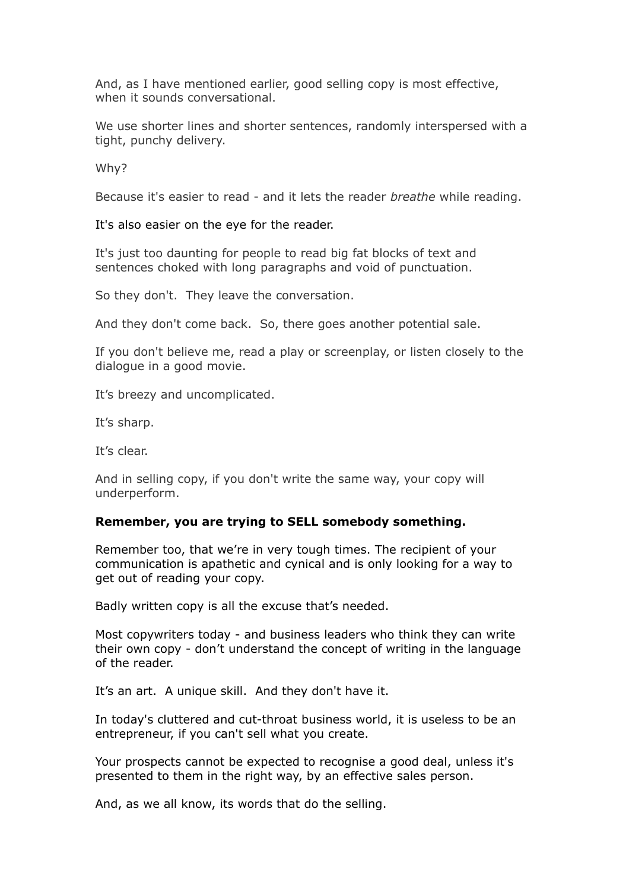And, as I have mentioned earlier, good selling copy is most effective, when it sounds conversational.

We use shorter lines and shorter sentences, randomly interspersed with a tight, punchy delivery.

Why?

Because it's easier to read - and it lets the reader *breathe* while reading.

It's also easier on the eye for the reader.

It's just too daunting for people to read big fat blocks of text and sentences choked with long paragraphs and void of punctuation.

So they don't.  They leave the conversation.

And they don't come back.  So, there goes another potential sale.

If you don't believe me, read a play or screenplay, or listen closely to the dialogue in a good movie.

It's breezy and uncomplicated.

It's sharp.

It's clear.

And in selling copy, if you don't write the same way, your copy will underperform.

**Remember, you are trying to SELL somebody something.**

Remember too, that we're in very tough times. The recipient of your communication is apathetic and cynical and is only looking for a way to get out of reading your copy.

Badly written copy is all the excuse that's needed.

Most copywriters today - and business leaders who think they can write their own copy - don't understand the concept of writing in the language of the reader.

It's an art.  A unique skill.  And they don't have it.

In today's cluttered and cut-throat business world, it is useless to be an entrepreneur, if you can't sell what you create.

Your prospects cannot be expected to recognise a good deal, unless it's presented to them in the right way, by an effective sales person.

And, as we all know, its words that do the selling.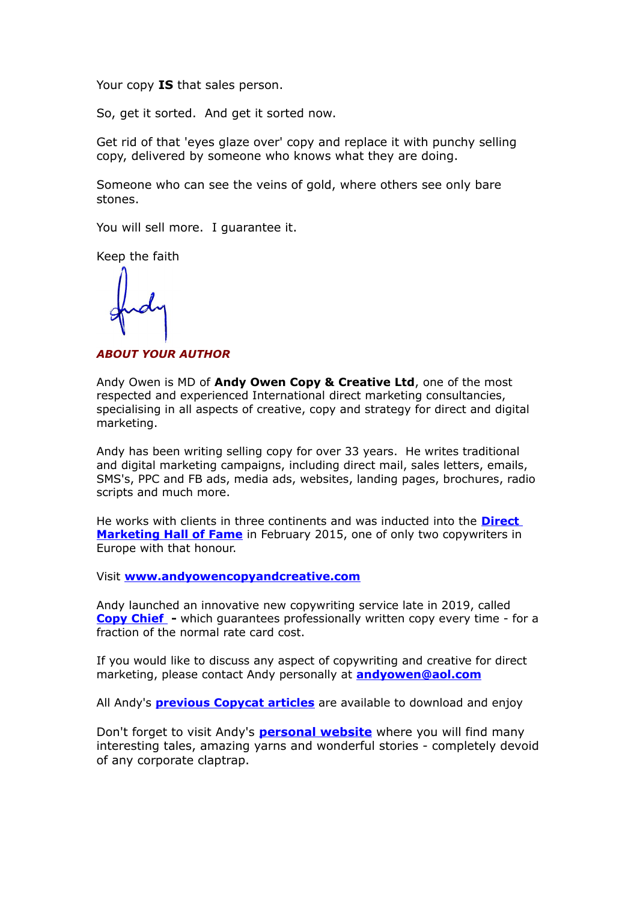Your copy **IS** that sales person.

So, get it sorted. And get it sorted now.

Get rid of that 'eyes glaze over' copy and replace it with punchy selling copy, delivered by someone who knows what they are doing.

Someone who can see the veins of gold, where others see only bare stones.

You will sell more. I guarantee it.

Keep the faith

Andy

***ABOUT YOUR AUTHOR***

Andy Owen is MD of **Andy Owen Copy & Creative Ltd**, one of the most respected and experienced International direct marketing consultancies, specialising in all aspects of creative, copy and strategy for direct and digital marketing.

Andy has been writing selling copy for over 33 years. He writes traditional and digital marketing campaigns, including direct mail, sales letters, emails, SMS's, PPC and FB ads, media ads, websites, landing pages, brochures, radio scripts and much more.

He works with clients in three continents and was inducted into the **Direct Marketing Hall of Fame** in February 2015, one of only two copywriters in Europe with that honour.

Visit **www.andyowencopyandcreative.com**

Andy launched an innovative new copywriting service late in 2019, called **Copy Chief** **-** which guarantees professionally written copy every time - for a fraction of the normal rate card cost.

If you would like to discuss any aspect of copywriting and creative for direct marketing, please contact Andy personally at **andyowen@aol.com**

All Andy's **previous Copycat articles** are available to download and enjoy

Don't forget to visit Andy's **personal website** where you will find many interesting tales, amazing yarns and wonderful stories - completely devoid of any corporate claptrap.